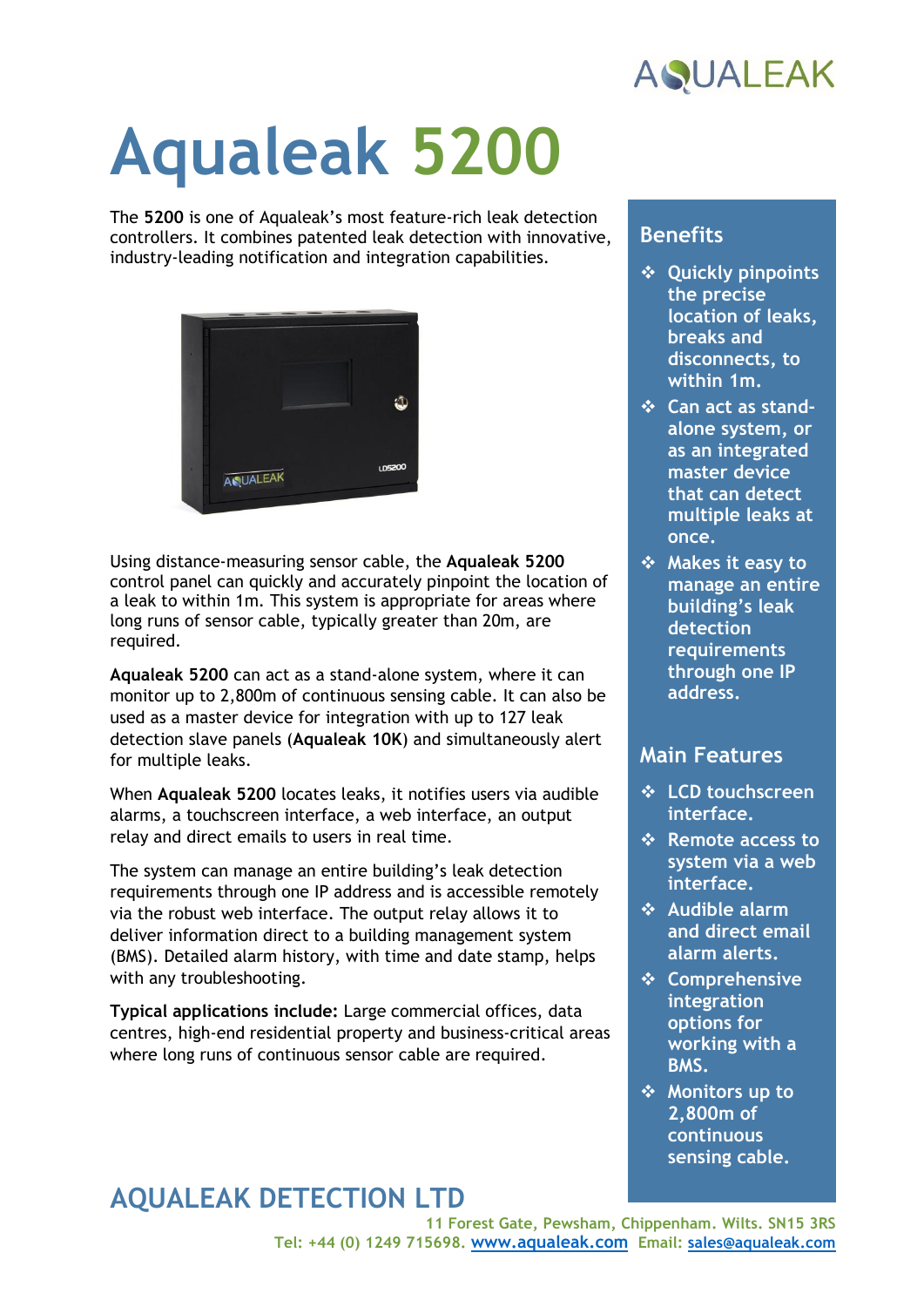# Aqualeak 5200

The **5200** is one of Aqualeak's most feature-rich leak detection controllers. It combines patented leak detection with innovative, industry-leading notification and integration capabilities.

Using distance-measuring sensor cable, the **Aqualeak 5200** control panel can quickly and accurately pinpoint the location of a leak to within 1m. This system is appropriate for areas where long runs of sensor cable, typically greater than 20m, are required.

**Aqualeak 5200** can act as a stand-alone system, where it can monitor up to 2,800m of continuous sensing cable. It can also be used as a master device for integration with up to 127 leak detection slave panels (**Aqualeak 10K**) and simultaneously alert for multiple leaks.

When **Aqualeak 5200** locates leaks, it notifies users via audible alarms, a touchscreen interface, a web interface, an output relay and direct emails to users in real time.

The system can manage an entire building's leak detection requirements through one IP address and is accessible remotely via the robust web interface. The output relay allows it to deliver information direct to a building management system (BMS). Detailed alarm history, with time and date stamp, helps with any troubleshooting.

**Typical applications include:** Large commercial offices, data centres, high-end residential property and business-critical areas where long runs of continuous sensor cable are required.

## Benefits

- Quickly pinpoints the precise location of leaks, breaks and disconnects, to within 1m.
- Can act as stand-alone system, or as an integrated master device that can detect multiple leaks at once.
- Makes it easy to manage an entire building's leak detection requirements through one IP address.

## Main Features

- LCD touchscreen interface.
- Remote access to system via a web interface.
- Audible alarm and direct email alarm alerts.
- Comprehensive integration options for working with a BMS.
- Monitors up to 2,800m of continuous sensing cable.

## AQUALEAK DETECTION LTD

11 Forest Gate, Pewsham, Chippenham. Wilts. SN15 3RS
Tel: +44 (0) 1249 715698. www.aqualeak.com Email: sales@aqualeak.com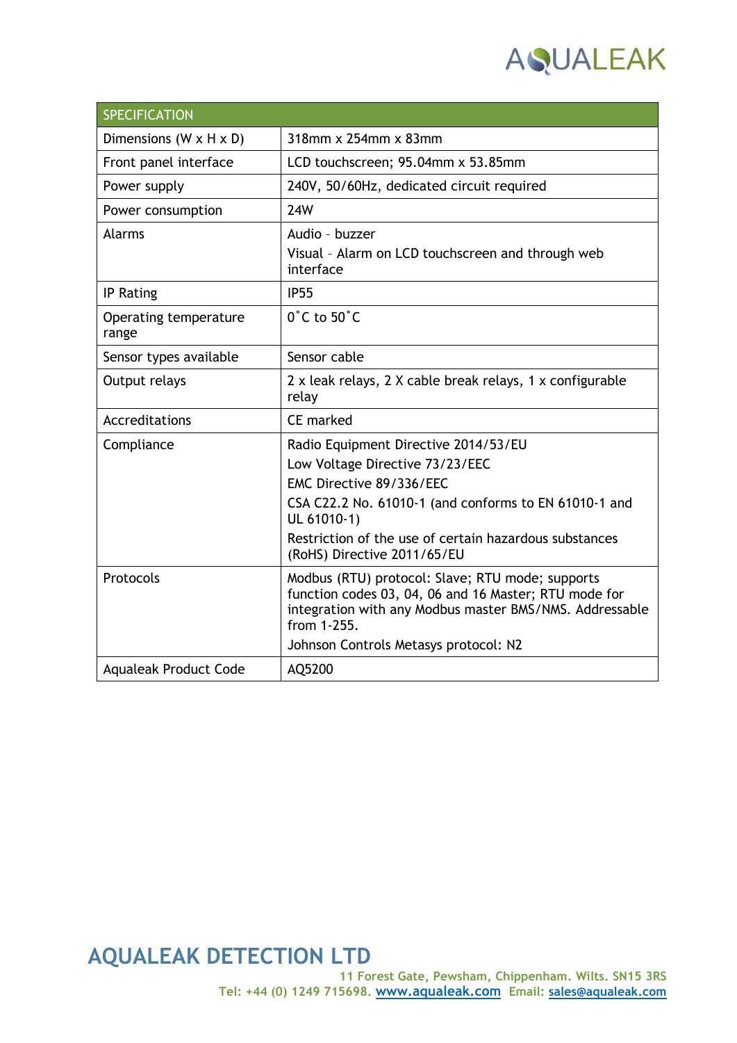| SPECIFICATION | |
|---|---|
| Dimensions (W x H x D) | 318mm x 254mm x 83mm |
| Front panel interface | LCD touchscreen; 95.04mm x 53.85mm |
| Power supply | 240V, 50/60Hz, dedicated circuit required |
| Power consumption | 24W |
| Alarms | Audio – buzzer<br>Visual – Alarm on LCD touchscreen and through web interface |
| IP Rating | IP55 |
| Operating temperature range | 0˚C to 50˚C |
| Sensor types available | Sensor cable |
| Output relays | 2 x leak relays, 2 X cable break relays, 1 x configurable relay |
| Accreditations | CE marked |
| Compliance | Radio Equipment Directive 2014/53/EU<br>Low Voltage Directive 73/23/EEC<br>EMC Directive 89/336/EEC<br>CSA C22.2 No. 61010-1 (and conforms to EN 61010-1 and UL 61010-1)<br>Restriction of the use of certain hazardous substances (RoHS) Directive 2011/65/EU |
| Protocols | Modbus (RTU) protocol: Slave; RTU mode; supports function codes 03, 04, 06 and 16 Master; RTU mode for integration with any Modbus master BMS/NMS. Addressable from 1-255.<br>Johnson Controls Metasys protocol: N2 |
| Aqualeak Product Code | AQ5200 |

## AQUALEAK DETECTION LTD

11 Forest Gate, Pewsham, Chippenham. Wilts. SN15 3RS
Tel: +44 (0) 1249 715698. www.aqualeak.com Email: sales@aqualeak.com